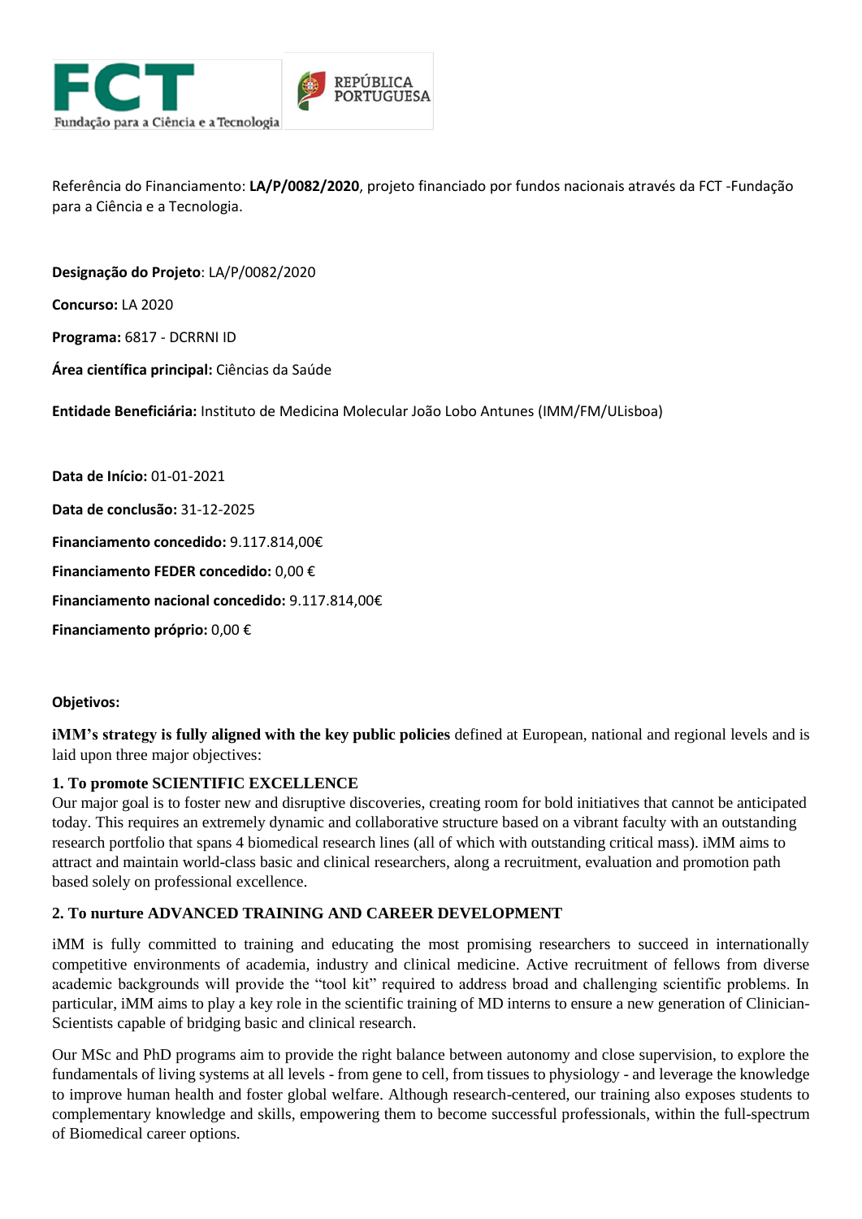FCT Fundação para a Ciência e a Tecnologia

REPÚBLICA PORTUGUESA

Referência do Financiamento: **LA/P/0082/2020**, projeto financiado por fundos nacionais através da FCT -Fundação para a Ciência e a Tecnologia.

**Designação do Projeto**: LA/P/0082/2020

**Concurso:** LA 2020

**Programa:** 6817 - DCRRNI ID

**Área científica principal:** Ciências da Saúde

**Entidade Beneficiária:** Instituto de Medicina Molecular João Lobo Antunes (IMM/FM/ULisboa)

**Data de Início:** 01-01-2021

**Data de conclusão:** 31-12-2025

**Financiamento concedido:** 9.117.814,00€

**Financiamento FEDER concedido:** 0,00 €

**Financiamento nacional concedido:** 9.117.814,00€

**Financiamento próprio:** 0,00 €

**Objetivos:**

**iMM's strategy is fully aligned with the key public policies** defined at European, national and regional levels and is laid upon three major objectives:

**1. To promote SCIENTIFIC EXCELLENCE**

Our major goal is to foster new and disruptive discoveries, creating room for bold initiatives that cannot be anticipated today. This requires an extremely dynamic and collaborative structure based on a vibrant faculty with an outstanding research portfolio that spans 4 biomedical research lines (all of which with outstanding critical mass). iMM aims to attract and maintain world-class basic and clinical researchers, along a recruitment, evaluation and promotion path based solely on professional excellence.

**2. To nurture ADVANCED TRAINING AND CAREER DEVELOPMENT**

iMM is fully committed to training and educating the most promising researchers to succeed in internationally competitive environments of academia, industry and clinical medicine. Active recruitment of fellows from diverse academic backgrounds will provide the "tool kit" required to address broad and challenging scientific problems. In particular, iMM aims to play a key role in the scientific training of MD interns to ensure a new generation of Clinician-Scientists capable of bridging basic and clinical research.

Our MSc and PhD programs aim to provide the right balance between autonomy and close supervision, to explore the fundamentals of living systems at all levels - from gene to cell, from tissues to physiology - and leverage the knowledge to improve human health and foster global welfare. Although research-centered, our training also exposes students to complementary knowledge and skills, empowering them to become successful professionals, within the full-spectrum of Biomedical career options.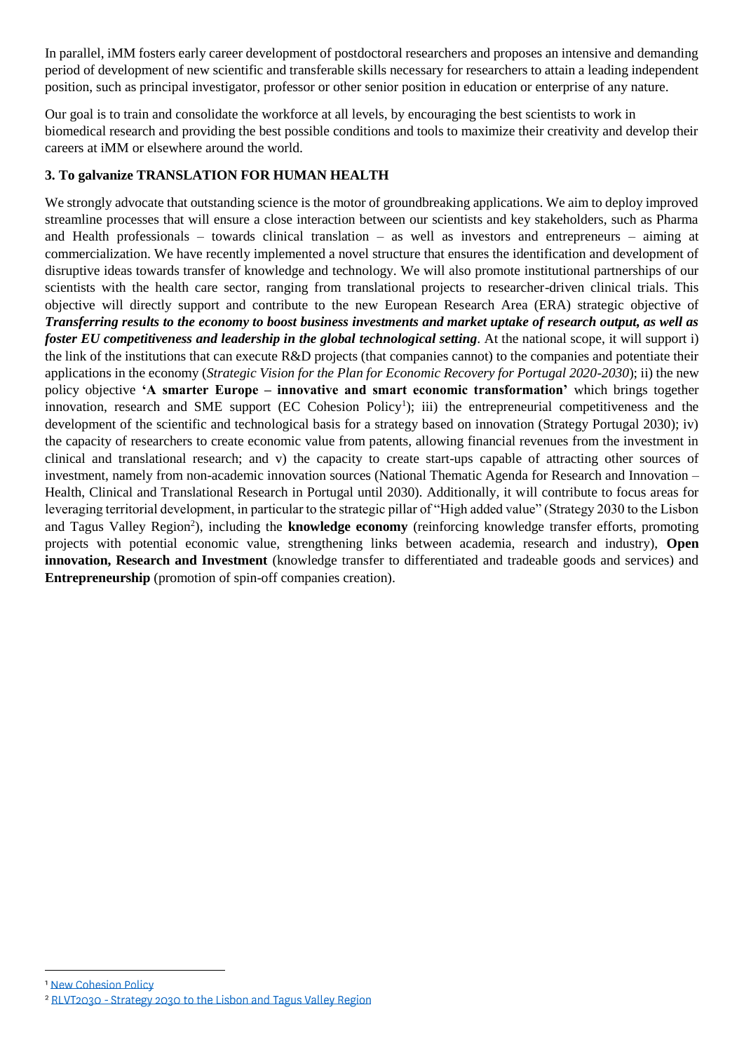In parallel, iMM fosters early career development of postdoctoral researchers and proposes an intensive and demanding period of development of new scientific and transferable skills necessary for researchers to attain a leading independent position, such as principal investigator, professor or other senior position in education or enterprise of any nature.

Our goal is to train and consolidate the workforce at all levels, by encouraging the best scientists to work in biomedical research and providing the best possible conditions and tools to maximize their creativity and develop their careers at iMM or elsewhere around the world.

### 3. To galvanize TRANSLATION FOR HUMAN HEALTH

We strongly advocate that outstanding science is the motor of groundbreaking applications. We aim to deploy improved streamline processes that will ensure a close interaction between our scientists and key stakeholders, such as Pharma and Health professionals – towards clinical translation – as well as investors and entrepreneurs – aiming at commercialization. We have recently implemented a novel structure that ensures the identification and development of disruptive ideas towards transfer of knowledge and technology. We will also promote institutional partnerships of our scientists with the health care sector, ranging from translational projects to researcher-driven clinical trials. This objective will directly support and contribute to the new European Research Area (ERA) strategic objective of ***Transferring results to the economy to boost business investments and market uptake of research output, as well as foster EU competitiveness and leadership in the global technological setting***. At the national scope, it will support i) the link of the institutions that can execute R&D projects (that companies cannot) to the companies and potentiate their applications in the economy (*Strategic Vision for the Plan for Economic Recovery for Portugal 2020-2030*); ii) the new policy objective **'A smarter Europe – innovative and smart economic transformation'** which brings together innovation, research and SME support (EC Cohesion Policy[1]); iii) the entrepreneurial competitiveness and the development of the scientific and technological basis for a strategy based on innovation (Strategy Portugal 2030); iv) the capacity of researchers to create economic value from patents, allowing financial revenues from the investment in clinical and translational research; and v) the capacity to create start-ups capable of attracting other sources of investment, namely from non-academic innovation sources (National Thematic Agenda for Research and Innovation – Health, Clinical and Translational Research in Portugal until 2030). Additionally, it will contribute to focus areas for leveraging territorial development, in particular to the strategic pillar of "High added value" (Strategy 2030 to the Lisbon and Tagus Valley Region[2]), including the **knowledge economy** (reinforcing knowledge transfer efforts, promoting projects with potential economic value, strengthening links between academia, research and industry), **Open innovation, Research and Investment** (knowledge transfer to differentiated and tradeable goods and services) and **Entrepreneurship** (promotion of spin-off companies creation).

---

[1] New Cohesion Policy

[2] RLVT2030 - Strategy 2030 to the Lisbon and Tagus Valley Region